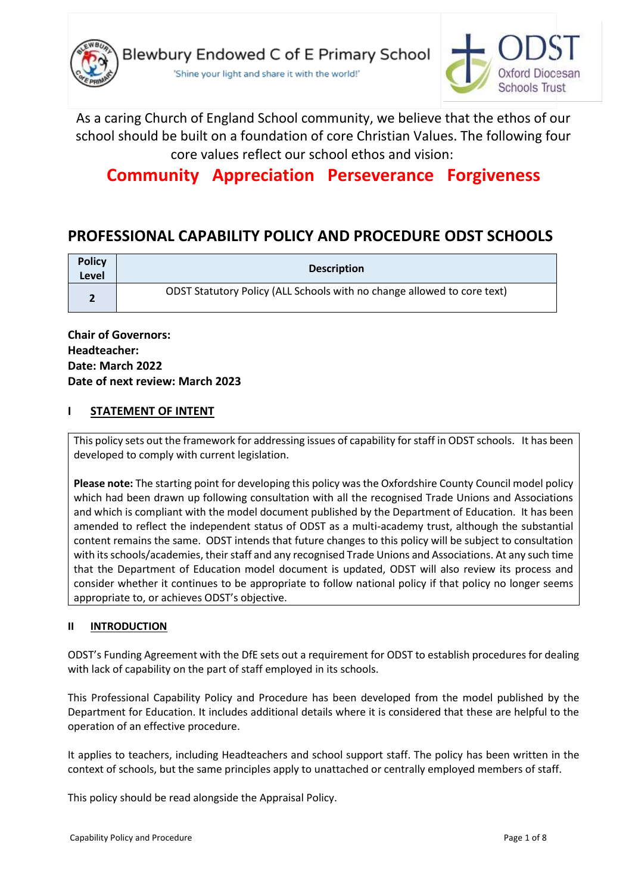Blewbury Endowed C of E Primary School

'Shine your light and share it with the world!'

Oxford Diocesan Schools Trust

As a caring Church of England School community, we believe that the ethos of our school should be built on a foundation of core Christian Values. The following four core values reflect our school ethos and vision:

**Community Appreciation Perseverance Forgiveness**

# PROFESSIONAL CAPABILITY POLICY AND PROCEDURE ODST SCHOOLS

| Policy Level | Description |
|---|---|
| 2 | ODST Statutory Policy (ALL Schools with no change allowed to core text) |

**Chair of Governors:**
**Headteacher:**
**Date: March 2022**
**Date of next review: March 2023**

## I STATEMENT OF INTENT

This policy sets out the framework for addressing issues of capability for staff in ODST schools. It has been developed to comply with current legislation.

**Please note:** The starting point for developing this policy was the Oxfordshire County Council model policy which had been drawn up following consultation with all the recognised Trade Unions and Associations and which is compliant with the model document published by the Department of Education. It has been amended to reflect the independent status of ODST as a multi-academy trust, although the substantial content remains the same. ODST intends that future changes to this policy will be subject to consultation with its schools/academies, their staff and any recognised Trade Unions and Associations. At any such time that the Department of Education model document is updated, ODST will also review its process and consider whether it continues to be appropriate to follow national policy if that policy no longer seems appropriate to, or achieves ODST's objective.

## II INTRODUCTION

ODST's Funding Agreement with the DfE sets out a requirement for ODST to establish procedures for dealing with lack of capability on the part of staff employed in its schools.

This Professional Capability Policy and Procedure has been developed from the model published by the Department for Education. It includes additional details where it is considered that these are helpful to the operation of an effective procedure.

It applies to teachers, including Headteachers and school support staff. The policy has been written in the context of schools, but the same principles apply to unattached or centrally employed members of staff.

This policy should be read alongside the Appraisal Policy.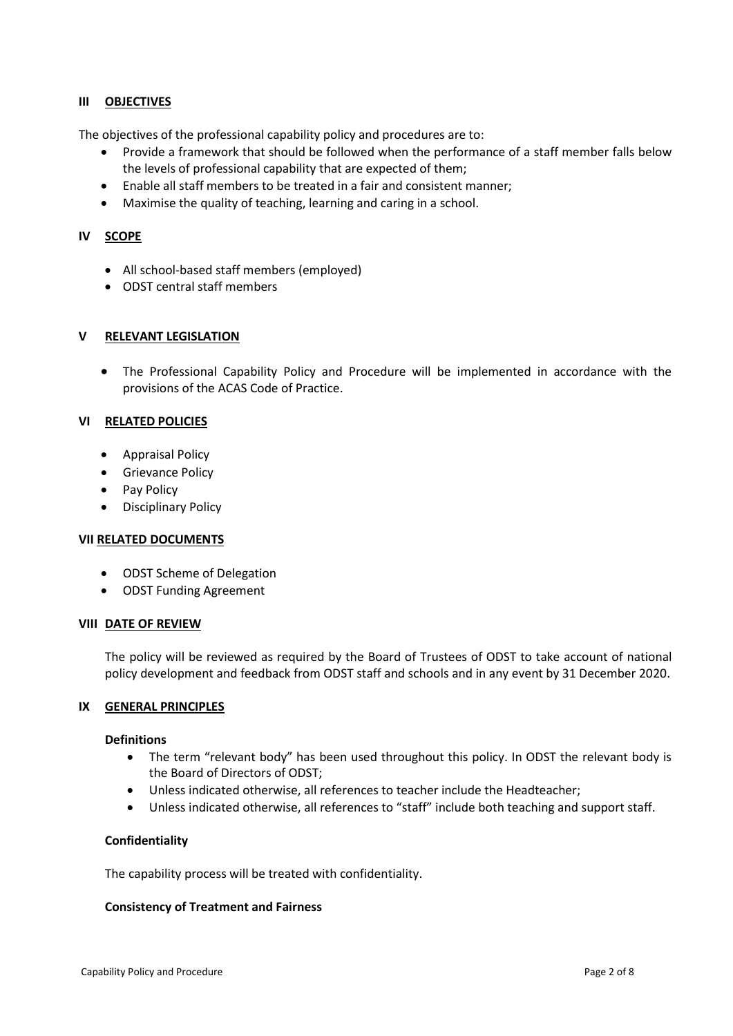## III OBJECTIVES

The objectives of the professional capability policy and procedures are to:

- Provide a framework that should be followed when the performance of a staff member falls below the levels of professional capability that are expected of them;
- Enable all staff members to be treated in a fair and consistent manner;
- Maximise the quality of teaching, learning and caring in a school.

## IV SCOPE

- All school-based staff members (employed)
- ODST central staff members

## V RELEVANT LEGISLATION

- The Professional Capability Policy and Procedure will be implemented in accordance with the provisions of the ACAS Code of Practice.

## VI RELATED POLICIES

- Appraisal Policy
- Grievance Policy
- Pay Policy
- Disciplinary Policy

## VII RELATED DOCUMENTS

- ODST Scheme of Delegation
- ODST Funding Agreement

## VIII DATE OF REVIEW

The policy will be reviewed as required by the Board of Trustees of ODST to take account of national policy development and feedback from ODST staff and schools and in any event by 31 December 2020.

## IX GENERAL PRINCIPLES

### Definitions

- The term "relevant body" has been used throughout this policy. In ODST the relevant body is the Board of Directors of ODST;
- Unless indicated otherwise, all references to teacher include the Headteacher;
- Unless indicated otherwise, all references to "staff" include both teaching and support staff.

### Confidentiality

The capability process will be treated with confidentiality.

### Consistency of Treatment and Fairness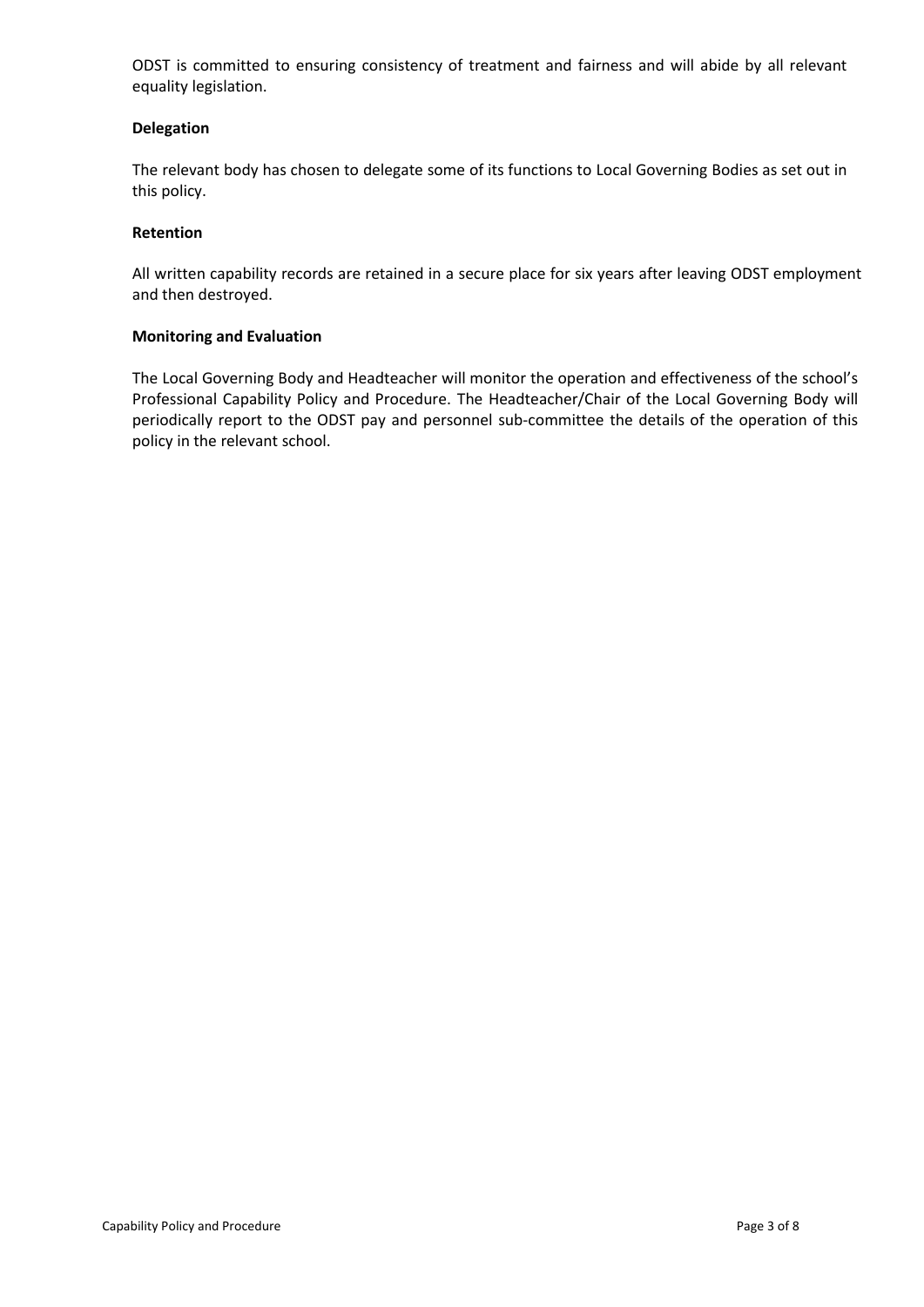ODST is committed to ensuring consistency of treatment and fairness and will abide by all relevant equality legislation.

**Delegation**

The relevant body has chosen to delegate some of its functions to Local Governing Bodies as set out in this policy.

**Retention**

All written capability records are retained in a secure place for six years after leaving ODST employment and then destroyed.

**Monitoring and Evaluation**

The Local Governing Body and Headteacher will monitor the operation and effectiveness of the school's Professional Capability Policy and Procedure. The Headteacher/Chair of the Local Governing Body will periodically report to the ODST pay and personnel sub-committee the details of the operation of this policy in the relevant school.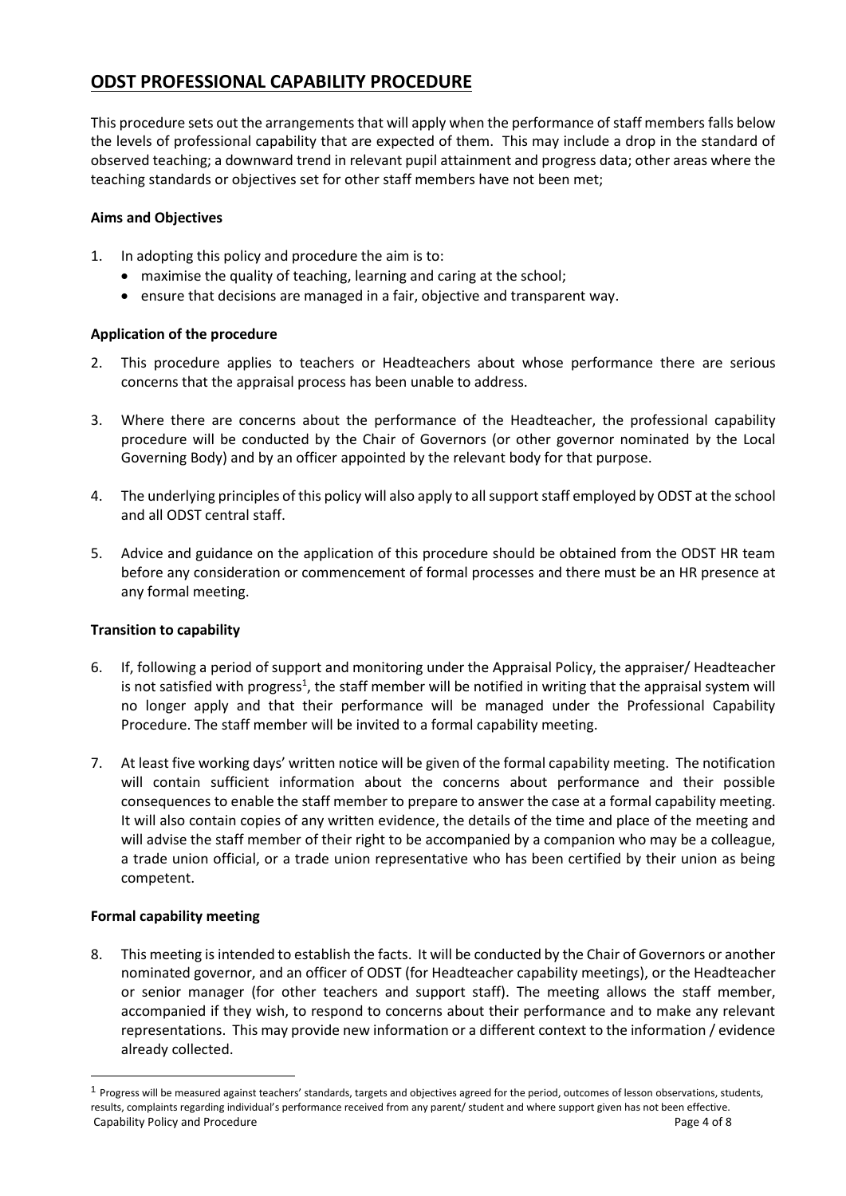# ODST PROFESSIONAL CAPABILITY PROCEDURE

This procedure sets out the arrangements that will apply when the performance of staff members falls below the levels of professional capability that are expected of them. This may include a drop in the standard of observed teaching; a downward trend in relevant pupil attainment and progress data; other areas where the teaching standards or objectives set for other staff members have not been met;

**Aims and Objectives**

1. In adopting this policy and procedure the aim is to:
   - maximise the quality of teaching, learning and caring at the school;
   - ensure that decisions are managed in a fair, objective and transparent way.

**Application of the procedure**

2. This procedure applies to teachers or Headteachers about whose performance there are serious concerns that the appraisal process has been unable to address.

3. Where there are concerns about the performance of the Headteacher, the professional capability procedure will be conducted by the Chair of Governors (or other governor nominated by the Local Governing Body) and by an officer appointed by the relevant body for that purpose.

4. The underlying principles of this policy will also apply to all support staff employed by ODST at the school and all ODST central staff.

5. Advice and guidance on the application of this procedure should be obtained from the ODST HR team before any consideration or commencement of formal processes and there must be an HR presence at any formal meeting.

**Transition to capability**

6. If, following a period of support and monitoring under the Appraisal Policy, the appraiser/ Headteacher is not satisfied with progress[1], the staff member will be notified in writing that the appraisal system will no longer apply and that their performance will be managed under the Professional Capability Procedure. The staff member will be invited to a formal capability meeting.

7. At least five working days' written notice will be given of the formal capability meeting. The notification will contain sufficient information about the concerns about performance and their possible consequences to enable the staff member to prepare to answer the case at a formal capability meeting. It will also contain copies of any written evidence, the details of the time and place of the meeting and will advise the staff member of their right to be accompanied by a companion who may be a colleague, a trade union official, or a trade union representative who has been certified by their union as being competent.

**Formal capability meeting**

8. This meeting is intended to establish the facts. It will be conducted by the Chair of Governors or another nominated governor, and an officer of ODST (for Headteacher capability meetings), or the Headteacher or senior manager (for other teachers and support staff). The meeting allows the staff member, accompanied if they wish, to respond to concerns about their performance and to make any relevant representations. This may provide new information or a different context to the information / evidence already collected.

[1] Progress will be measured against teachers' standards, targets and objectives agreed for the period, outcomes of lesson observations, students, results, complaints regarding individual's performance received from any parent/ student and where support given has not been effective.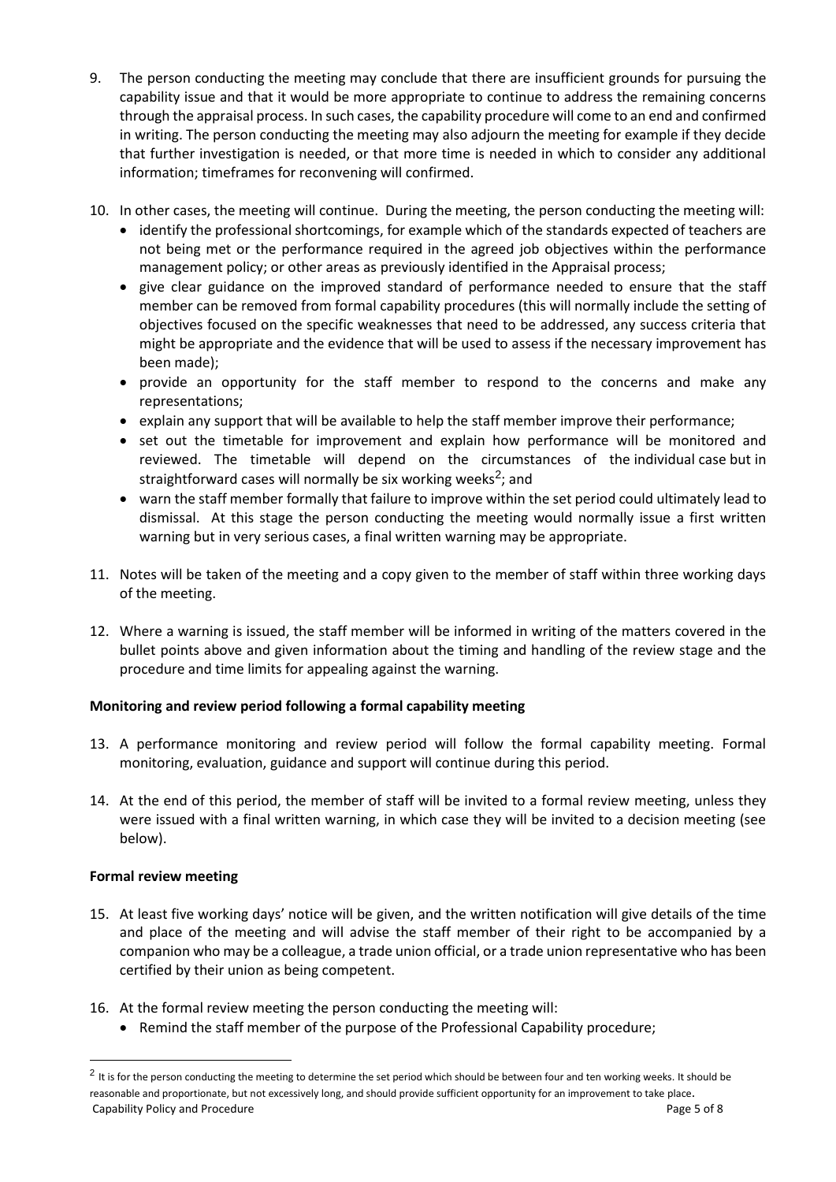9. The person conducting the meeting may conclude that there are insufficient grounds for pursuing the capability issue and that it would be more appropriate to continue to address the remaining concerns through the appraisal process. In such cases, the capability procedure will come to an end and confirmed in writing. The person conducting the meeting may also adjourn the meeting for example if they decide that further investigation is needed, or that more time is needed in which to consider any additional information; timeframes for reconvening will confirmed.

10. In other cases, the meeting will continue. During the meeting, the person conducting the meeting will:
    - identify the professional shortcomings, for example which of the standards expected of teachers are not being met or the performance required in the agreed job objectives within the performance management policy; or other areas as previously identified in the Appraisal process;
    - give clear guidance on the improved standard of performance needed to ensure that the staff member can be removed from formal capability procedures (this will normally include the setting of objectives focused on the specific weaknesses that need to be addressed, any success criteria that might be appropriate and the evidence that will be used to assess if the necessary improvement has been made);
    - provide an opportunity for the staff member to respond to the concerns and make any representations;
    - explain any support that will be available to help the staff member improve their performance;
    - set out the timetable for improvement and explain how performance will be monitored and reviewed. The timetable will depend on the circumstances of the individual case but in straightforward cases will normally be six working weeks[2]; and
    - warn the staff member formally that failure to improve within the set period could ultimately lead to dismissal. At this stage the person conducting the meeting would normally issue a first written warning but in very serious cases, a final written warning may be appropriate.

11. Notes will be taken of the meeting and a copy given to the member of staff within three working days of the meeting.

12. Where a warning is issued, the staff member will be informed in writing of the matters covered in the bullet points above and given information about the timing and handling of the review stage and the procedure and time limits for appealing against the warning.

**Monitoring and review period following a formal capability meeting**

13. A performance monitoring and review period will follow the formal capability meeting. Formal monitoring, evaluation, guidance and support will continue during this period.

14. At the end of this period, the member of staff will be invited to a formal review meeting, unless they were issued with a final written warning, in which case they will be invited to a decision meeting (see below).

**Formal review meeting**

15. At least five working days' notice will be given, and the written notification will give details of the time and place of the meeting and will advise the staff member of their right to be accompanied by a companion who may be a colleague, a trade union official, or a trade union representative who has been certified by their union as being competent.

16. At the formal review meeting the person conducting the meeting will:
    - Remind the staff member of the purpose of the Professional Capability procedure;

---

[2] It is for the person conducting the meeting to determine the set period which should be between four and ten working weeks. It should be reasonable and proportionate, but not excessively long, and should provide sufficient opportunity for an improvement to take place.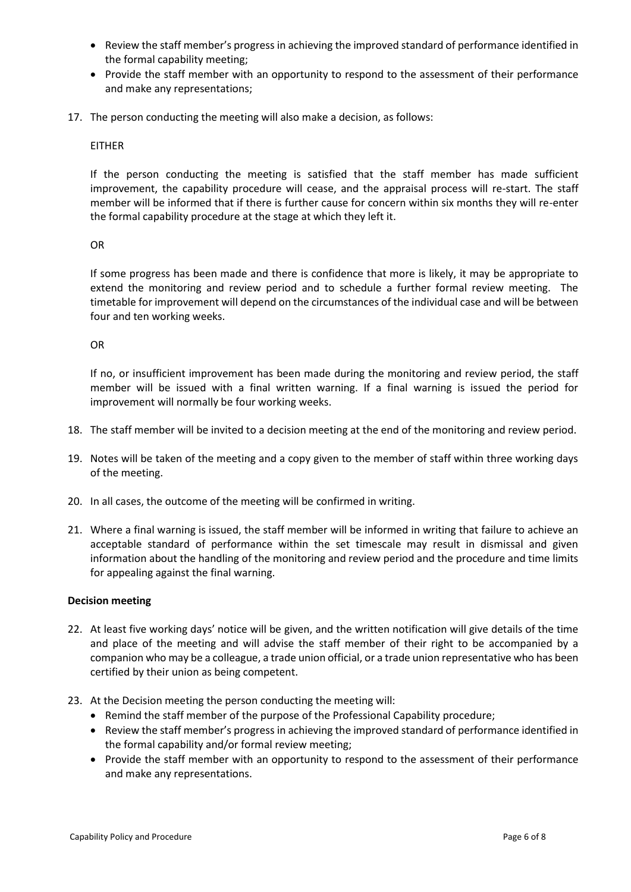- Review the staff member's progress in achieving the improved standard of performance identified in the formal capability meeting;
- Provide the staff member with an opportunity to respond to the assessment of their performance and make any representations;

17. The person conducting the meeting will also make a decision, as follows:

    EITHER

    If the person conducting the meeting is satisfied that the staff member has made sufficient improvement, the capability procedure will cease, and the appraisal process will re-start. The staff member will be informed that if there is further cause for concern within six months they will re-enter the formal capability procedure at the stage at which they left it.

    OR

    If some progress has been made and there is confidence that more is likely, it may be appropriate to extend the monitoring and review period and to schedule a further formal review meeting. The timetable for improvement will depend on the circumstances of the individual case and will be between four and ten working weeks.

    OR

    If no, or insufficient improvement has been made during the monitoring and review period, the staff member will be issued with a final written warning. If a final warning is issued the period for improvement will normally be four working weeks.

18. The staff member will be invited to a decision meeting at the end of the monitoring and review period.

19. Notes will be taken of the meeting and a copy given to the member of staff within three working days of the meeting.

20. In all cases, the outcome of the meeting will be confirmed in writing.

21. Where a final warning is issued, the staff member will be informed in writing that failure to achieve an acceptable standard of performance within the set timescale may result in dismissal and given information about the handling of the monitoring and review period and the procedure and time limits for appealing against the final warning.

**Decision meeting**

22. At least five working days' notice will be given, and the written notification will give details of the time and place of the meeting and will advise the staff member of their right to be accompanied by a companion who may be a colleague, a trade union official, or a trade union representative who has been certified by their union as being competent.

23. At the Decision meeting the person conducting the meeting will:
    - Remind the staff member of the purpose of the Professional Capability procedure;
    - Review the staff member's progress in achieving the improved standard of performance identified in the formal capability and/or formal review meeting;
    - Provide the staff member with an opportunity to respond to the assessment of their performance and make any representations.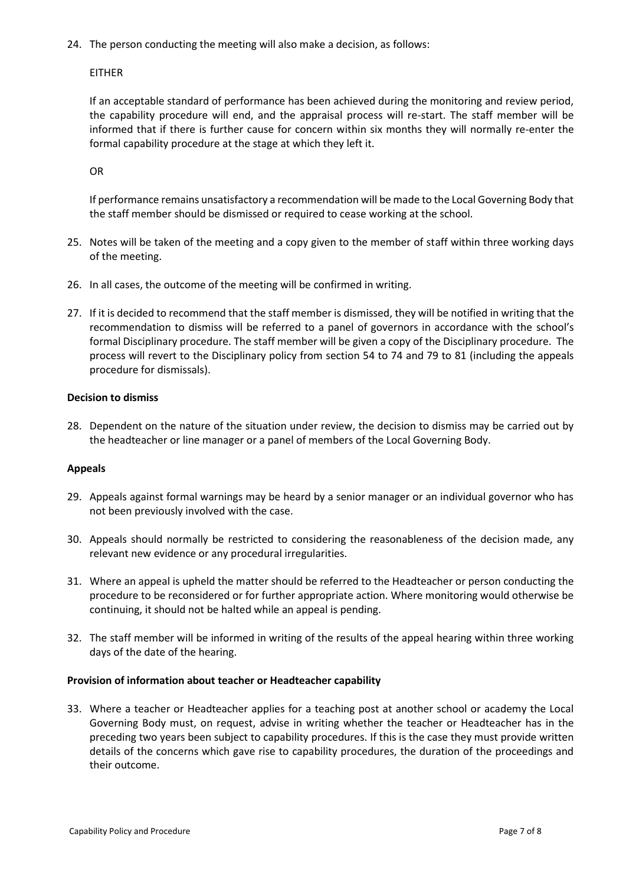24. The person conducting the meeting will also make a decision, as follows:

    EITHER

    If an acceptable standard of performance has been achieved during the monitoring and review period, the capability procedure will end, and the appraisal process will re-start. The staff member will be informed that if there is further cause for concern within six months they will normally re-enter the formal capability procedure at the stage at which they left it.

    OR

    If performance remains unsatisfactory a recommendation will be made to the Local Governing Body that the staff member should be dismissed or required to cease working at the school.

25. Notes will be taken of the meeting and a copy given to the member of staff within three working days of the meeting.

26. In all cases, the outcome of the meeting will be confirmed in writing.

27. If it is decided to recommend that the staff member is dismissed, they will be notified in writing that the recommendation to dismiss will be referred to a panel of governors in accordance with the school's formal Disciplinary procedure. The staff member will be given a copy of the Disciplinary procedure. The process will revert to the Disciplinary policy from section 54 to 74 and 79 to 81 (including the appeals procedure for dismissals).

**Decision to dismiss**

28. Dependent on the nature of the situation under review, the decision to dismiss may be carried out by the headteacher or line manager or a panel of members of the Local Governing Body.

**Appeals**

29. Appeals against formal warnings may be heard by a senior manager or an individual governor who has not been previously involved with the case.

30. Appeals should normally be restricted to considering the reasonableness of the decision made, any relevant new evidence or any procedural irregularities.

31. Where an appeal is upheld the matter should be referred to the Headteacher or person conducting the procedure to be reconsidered or for further appropriate action. Where monitoring would otherwise be continuing, it should not be halted while an appeal is pending.

32. The staff member will be informed in writing of the results of the appeal hearing within three working days of the date of the hearing.

**Provision of information about teacher or Headteacher capability**

33. Where a teacher or Headteacher applies for a teaching post at another school or academy the Local Governing Body must, on request, advise in writing whether the teacher or Headteacher has in the preceding two years been subject to capability procedures. If this is the case they must provide written details of the concerns which gave rise to capability procedures, the duration of the proceedings and their outcome.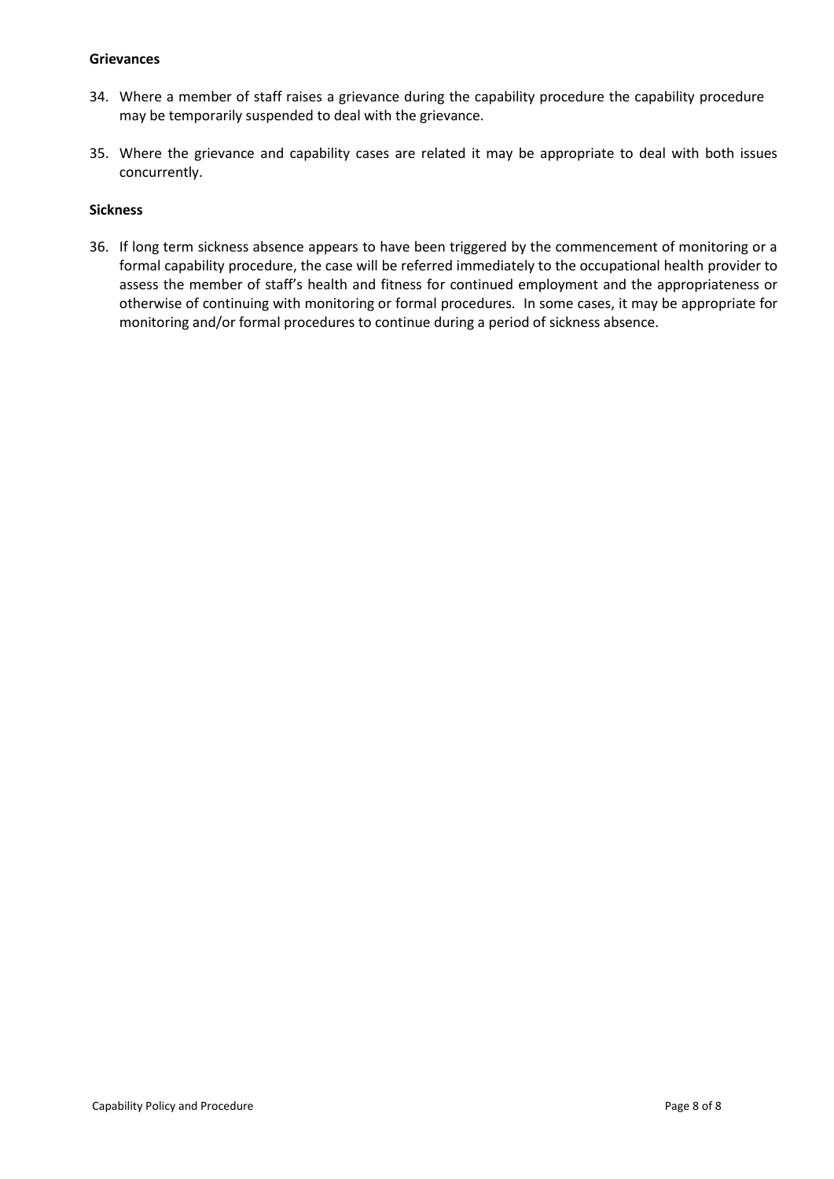**Grievances**

34. Where a member of staff raises a grievance during the capability procedure the capability procedure may be temporarily suspended to deal with the grievance.

35. Where the grievance and capability cases are related it may be appropriate to deal with both issues concurrently.

**Sickness**

36. If long term sickness absence appears to have been triggered by the commencement of monitoring or a formal capability procedure, the case will be referred immediately to the occupational health provider to assess the member of staff's health and fitness for continued employment and the appropriateness or otherwise of continuing with monitoring or formal procedures. In some cases, it may be appropriate for monitoring and/or formal procedures to continue during a period of sickness absence.